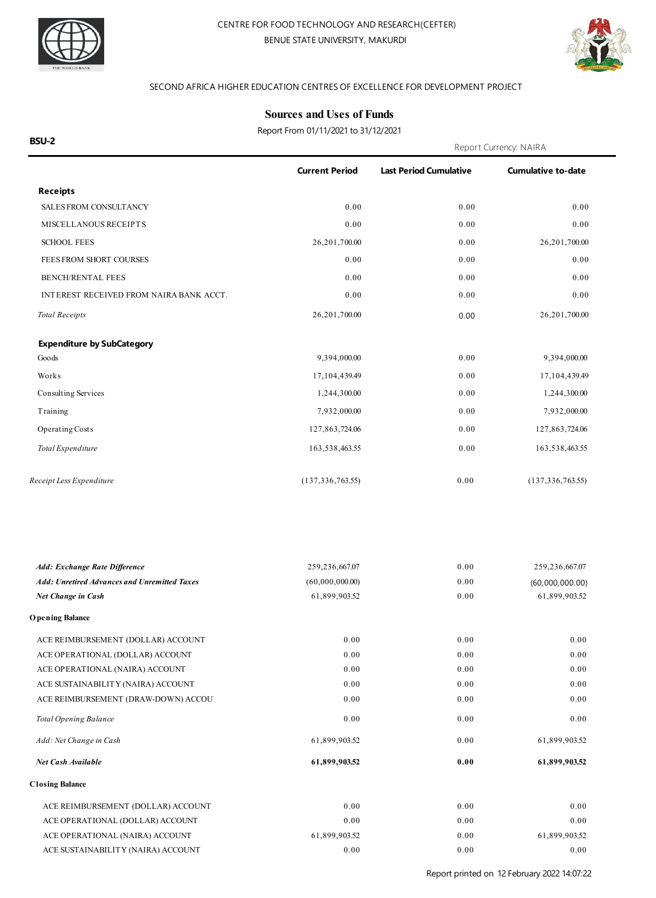CENTRE FOR FOOD TECHNOLOGY AND RESEARCH(CEFTER)

BENUE STATE UNIVERSITY, MAKURDI

SECOND AFRICA HIGHER EDUCATION CENTRES OF EXCELLENCE FOR DEVELOPMENT PROJECT

# Sources and Uses of Funds

Report From 01/11/2021 to 31/12/2021

**BSU-2**

Report Currency: NAIRA

| | **Current Period** | **Last Period Cumulative** | **Cumulative to-date** |
|---|---|---|---|
| **Receipts** | | | |
| SALES FROM CONSULTANCY | 0.00 | 0.00 | 0.00 |
| MISCELLANOUS RECEIPTS | 0.00 | 0.00 | 0.00 |
| SCHOOL FEES | 26,201,700.00 | 0.00 | 26,201,700.00 |
| FEES FROM SHORT COURSES | 0.00 | 0.00 | 0.00 |
| BENCH/RENTAL FEES | 0.00 | 0.00 | 0.00 |
| INTEREST RECEIVED FROM NAIRA BANK ACCT. | 0.00 | 0.00 | 0.00 |
| *Total Receipts* | 26,201,700.00 | 0.00 | 26,201,700.00 |
| **Expenditure by SubCategory** | | | |
| Goods | 9,394,000.00 | 0.00 | 9,394,000.00 |
| Works | 17,104,439.49 | 0.00 | 17,104,439.49 |
| Consulting Services | 1,244,300.00 | 0.00 | 1,244,300.00 |
| Training | 7,932,000.00 | 0.00 | 7,932,000.00 |
| Operating Costs | 127,863,724.06 | 0.00 | 127,863,724.06 |
| *Total Expenditure* | 163,538,463.55 | 0.00 | 163,538,463.55 |
| *Receipt Less Expenditure* | (137,336,763.55) | 0.00 | (137,336,763.55) |
| ***Add: Exchange Rate Difference*** | 259,236,667.07 | 0.00 | 259,236,667.07 |
| ***Add: Unretired Advances and Unremitted Taxes*** | (60,000,000.00) | 0.00 | (60,000,000.00) |
| ***Net Change in Cash*** | 61,899,903.52 | 0.00 | 61,899,903.52 |
| **Opening Balance** | | | |
| ACE REIMBURSEMENT (DOLLAR) ACCOUNT | 0.00 | 0.00 | 0.00 |
| ACE OPERATIONAL (DOLLAR) ACCOUNT | 0.00 | 0.00 | 0.00 |
| ACE OPERATIONAL (NAIRA) ACCOUNT | 0.00 | 0.00 | 0.00 |
| ACE SUSTAINABILITY (NAIRA) ACCOUNT | 0.00 | 0.00 | 0.00 |
| ACE REIMBURSEMENT (DRAW-DOWN) ACCOU | 0.00 | 0.00 | 0.00 |
| *Total Opening Balance* | 0.00 | 0.00 | 0.00 |
| *Add: Net Change in Cash* | 61,899,903.52 | 0.00 | 61,899,903.52 |
| ***Net Cash Available*** | **61,899,903.52** | **0.00** | **61,899,903.52** |
| **Closing Balance** | | | |
| ACE REIMBURSEMENT (DOLLAR) ACCOUNT | 0.00 | 0.00 | 0.00 |
| ACE OPERATIONAL (DOLLAR) ACCOUNT | 0.00 | 0.00 | 0.00 |
| ACE OPERATIONAL (NAIRA) ACCOUNT | 61,899,903.52 | 0.00 | 61,899,903.52 |
| ACE SUSTAINABILITY (NAIRA) ACCOUNT | 0.00 | 0.00 | 0.00 |

Report printed on 12 February 2022 14:07:22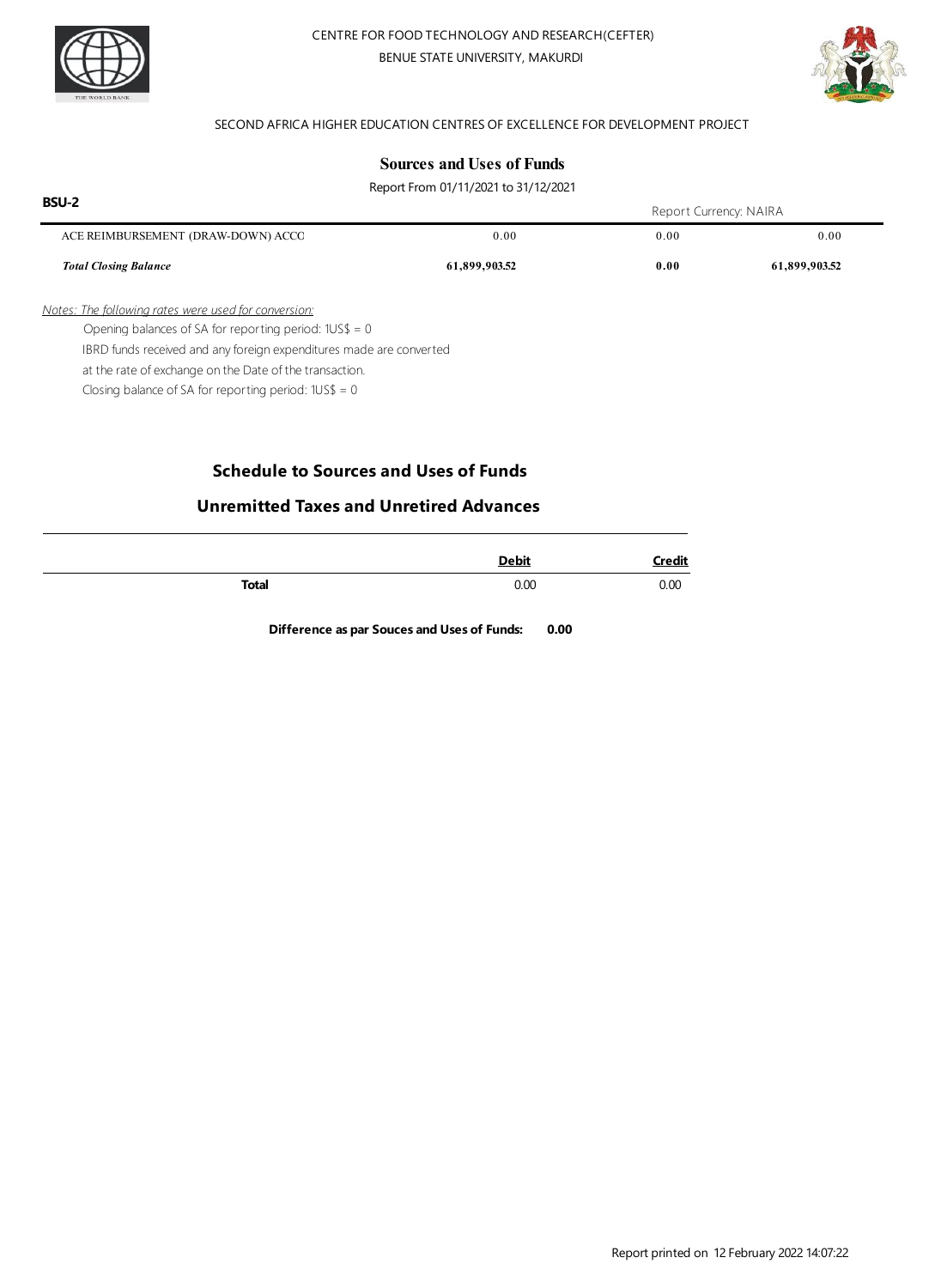CENTRE FOR FOOD TECHNOLOGY AND RESEARCH(CEFTER)

BENUE STATE UNIVERSITY, MAKURDI

SECOND AFRICA HIGHER EDUCATION CENTRES OF EXCELLENCE FOR DEVELOPMENT PROJECT

## Sources and Uses of Funds

Report From 01/11/2021 to 31/12/2021

**BSU-2**

Report Currency: NAIRA

| | | | |
|---|---|---|---|
| ACE REIMBURSEMENT (DRAW-DOWN) ACCO | 0.00 | 0.00 | 0.00 |
| ***Total Closing Balance*** | **61,899,903.52** | **0.00** | **61,899,903.52** |

*Notes: The following rates were used for conversion:*

Opening balances of SA for reporting period: 1US$ = 0

IBRD funds received and any foreign expenditures made are converted at the rate of exchange on the Date of the transaction.

Closing balance of SA for reporting period: 1US$ = 0

## Schedule to Sources and Uses of Funds

## Unremitted Taxes and Unretired Advances

| | Debit | Credit |
|---|---|---|
| **Total** | 0.00 | 0.00 |

**Difference as par Souces and Uses of Funds: 0.00**

Report printed on 12 February 2022 14:07:22